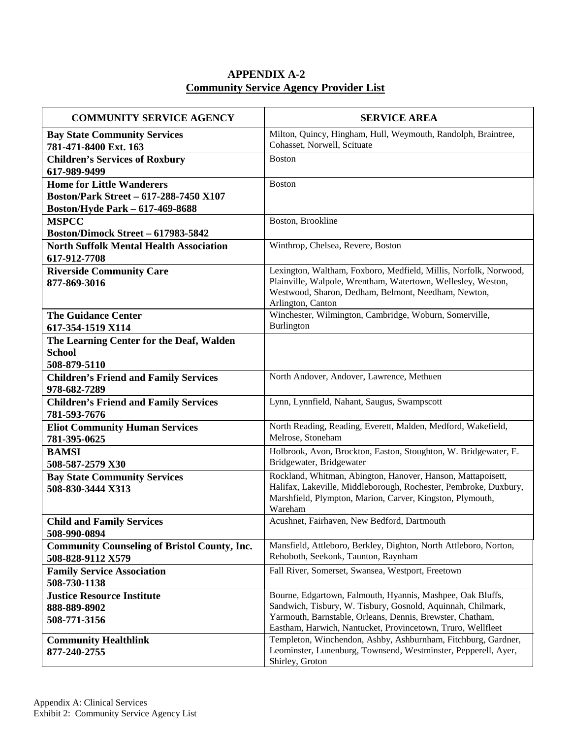# APPENDIX A-2

## Community Service Agency Provider List

| COMMUNITY SERVICE AGENCY | SERVICE AREA |
|---|---|
| **Bay State Community Services**<br>**781-471-8400 Ext. 163** | Milton, Quincy, Hingham, Hull, Weymouth, Randolph, Braintree, Cohasset, Norwell, Scituate |
| **Children's Services of Roxbury**<br>**617-989-9499** | Boston |
| **Home for Little Wanderers**<br>**Boston/Park Street – 617-288-7450 X107**<br>**Boston/Hyde Park – 617-469-8688** | Boston |
| **MSPCC**<br>**Boston/Dimock Street – 617983-5842** | Boston, Brookline |
| **North Suffolk Mental Health Association**<br>**617-912-7708** | Winthrop, Chelsea, Revere, Boston |
| **Riverside Community Care**<br>**877-869-3016** | Lexington, Waltham, Foxboro, Medfield, Millis, Norfolk, Norwood, Plainville, Walpole, Wrentham, Watertown, Wellesley, Weston, Westwood, Sharon, Dedham, Belmont, Needham, Newton, Arlington, Canton |
| **The Guidance Center**<br>**617-354-1519 X114** | Winchester, Wilmington, Cambridge, Woburn, Somerville, Burlington |
| **The Learning Center for the Deaf, Walden School**<br>**508-879-5110** | |
| **Children's Friend and Family Services**<br>**978-682-7289** | North Andover, Andover, Lawrence, Methuen |
| **Children's Friend and Family Services**<br>**781-593-7676** | Lynn, Lynnfield, Nahant, Saugus, Swampscott |
| **Eliot Community Human Services**<br>**781-395-0625** | North Reading, Reading, Everett, Malden, Medford, Wakefield, Melrose, Stoneham |
| **BAMSI**<br>**508-587-2579 X30** | Holbrook, Avon, Brockton, Easton, Stoughton, W. Bridgewater, E. Bridgewater, Bridgewater |
| **Bay State Community Services**<br>**508-830-3444 X313** | Rockland, Whitman, Abington, Hanover, Hanson, Mattapoisett, Halifax, Lakeville, Middleborough, Rochester, Pembroke, Duxbury, Marshfield, Plympton, Marion, Carver, Kingston, Plymouth, Wareham |
| **Child and Family Services**<br>**508-990-0894** | Acushnet, Fairhaven, New Bedford, Dartmouth |
| **Community Counseling of Bristol County, Inc.**<br>**508-828-9112 X579** | Mansfield, Attleboro, Berkley, Dighton, North Attleboro, Norton, Rehoboth, Seekonk, Taunton, Raynham |
| **Family Service Association**<br>**508-730-1138** | Fall River, Somerset, Swansea, Westport, Freetown |
| **Justice Resource Institute**<br>**888-889-8902**<br>**508-771-3156** | Bourne, Edgartown, Falmouth, Hyannis, Mashpee, Oak Bluffs, Sandwich, Tisbury, W. Tisbury, Gosnold, Aquinnah, Chilmark, Yarmouth, Barnstable, Orleans, Dennis, Brewster, Chatham, Eastham, Harwich, Nantucket, Provincetown, Truro, Wellfleet |
| **Community Healthlink**<br>**877-240-2755** | Templeton, Winchendon, Ashby, Ashburnham, Fitchburg, Gardner, Leominster, Lunenburg, Townsend, Westminster, Pepperell, Ayer, Shirley, Groton |

Appendix A: Clinical Services
Exhibit 2: Community Service Agency List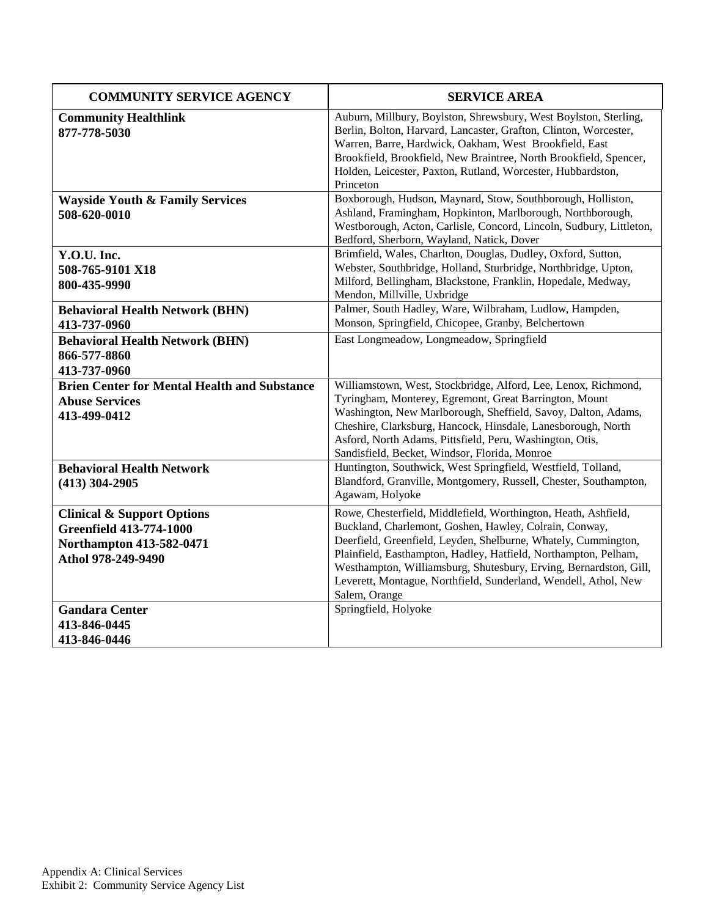| COMMUNITY SERVICE AGENCY | SERVICE AREA |
|---|---|
| **Community Healthlink**<br>**877-778-5030** | Auburn, Millbury, Boylston, Shrewsbury, West Boylston, Sterling, Berlin, Bolton, Harvard, Lancaster, Grafton, Clinton, Worcester, Warren, Barre, Hardwick, Oakham, West Brookfield, East Brookfield, Brookfield, New Braintree, North Brookfield, Spencer, Holden, Leicester, Paxton, Rutland, Worcester, Hubbardston, Princeton |
| **Wayside Youth & Family Services**<br>**508-620-0010** | Boxborough, Hudson, Maynard, Stow, Southborough, Holliston, Ashland, Framingham, Hopkinton, Marlborough, Northborough, Westborough, Acton, Carlisle, Concord, Lincoln, Sudbury, Littleton, Bedford, Sherborn, Wayland, Natick, Dover |
| **Y.O.U. Inc.**<br>**508-765-9101 X18**<br>**800-435-9990** | Brimfield, Wales, Charlton, Douglas, Dudley, Oxford, Sutton, Webster, Southbridge, Holland, Sturbridge, Northbridge, Upton, Milford, Bellingham, Blackstone, Franklin, Hopedale, Medway, Mendon, Millville, Uxbridge |
| **Behavioral Health Network (BHN)**<br>**413-737-0960** | Palmer, South Hadley, Ware, Wilbraham, Ludlow, Hampden, Monson, Springfield, Chicopee, Granby, Belchertown |
| **Behavioral Health Network (BHN)**<br>**866-577-8860**<br>**413-737-0960** | East Longmeadow, Longmeadow, Springfield |
| **Brien Center for Mental Health and Substance Abuse Services**<br>**413-499-0412** | Williamstown, West, Stockbridge, Alford, Lee, Lenox, Richmond, Tyringham, Monterey, Egremont, Great Barrington, Mount Washington, New Marlborough, Sheffield, Savoy, Dalton, Adams, Cheshire, Clarksburg, Hancock, Hinsdale, Lanesborough, North Asford, North Adams, Pittsfield, Peru, Washington, Otis, Sandisfield, Becket, Windsor, Florida, Monroe |
| **Behavioral Health Network**<br>**(413) 304-2905** | Huntington, Southwick, West Springfield, Westfield, Tolland, Blandford, Granville, Montgomery, Russell, Chester, Southampton, Agawam, Holyoke |
| **Clinical & Support Options**<br>**Greenfield 413-774-1000**<br>**Northampton 413-582-0471**<br>**Athol 978-249-9490** | Rowe, Chesterfield, Middlefield, Worthington, Heath, Ashfield, Buckland, Charlemont, Goshen, Hawley, Colrain, Conway, Deerfield, Greenfield, Leyden, Shelburne, Whately, Cummington, Plainfield, Easthampton, Hadley, Hatfield, Northampton, Pelham, Westhampton, Williamsburg, Shutesbury, Erving, Bernardston, Gill, Leverett, Montague, Northfield, Sunderland, Wendell, Athol, New Salem, Orange |
| **Gandara Center**<br>**413-846-0445**<br>**413-846-0446** | Springfield, Holyoke |

Appendix A: Clinical Services
Exhibit 2: Community Service Agency List